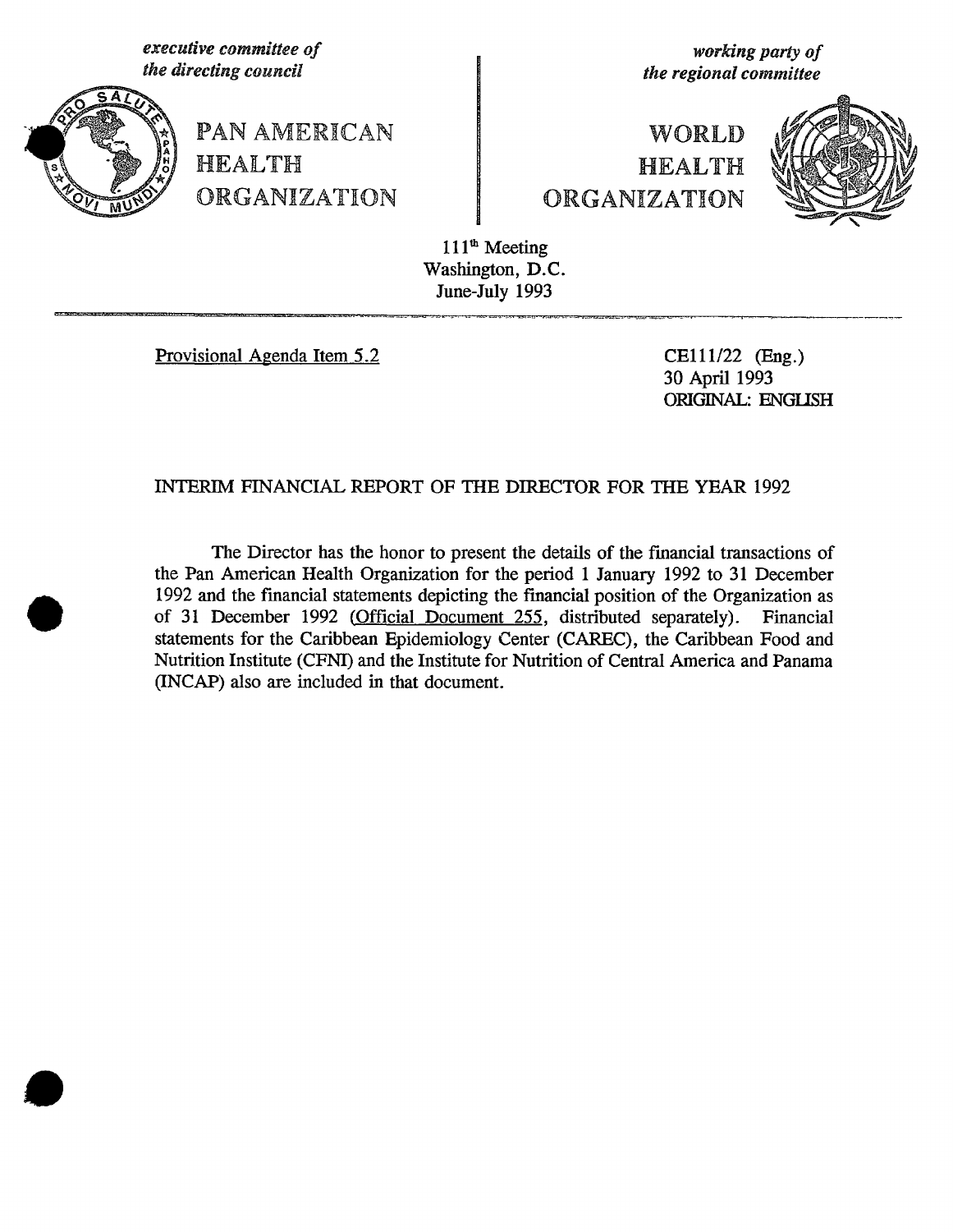*executive committee of the directing council*

PAN AMERICAN HEALTH ORGANIZATION

*working party of the regional committee*

WORLD HEALTH ORGANIZATION

111th Meeting
Washington, D.C.
June-July 1993

---

Provisional Agenda Item 5.2

CE111/22 (Eng.)
30 April 1993
ORIGINAL: ENGLISH

## INTERIM FINANCIAL REPORT OF THE DIRECTOR FOR THE YEAR 1992

The Director has the honor to present the details of the financial transactions of the Pan American Health Organization for the period 1 January 1992 to 31 December 1992 and the financial statements depicting the financial position of the Organization as of 31 December 1992 (Official Document 255, distributed separately). Financial statements for the Caribbean Epidemiology Center (CAREC), the Caribbean Food and Nutrition Institute (CFNI) and the Institute for Nutrition of Central America and Panama (INCAP) also are included in that document.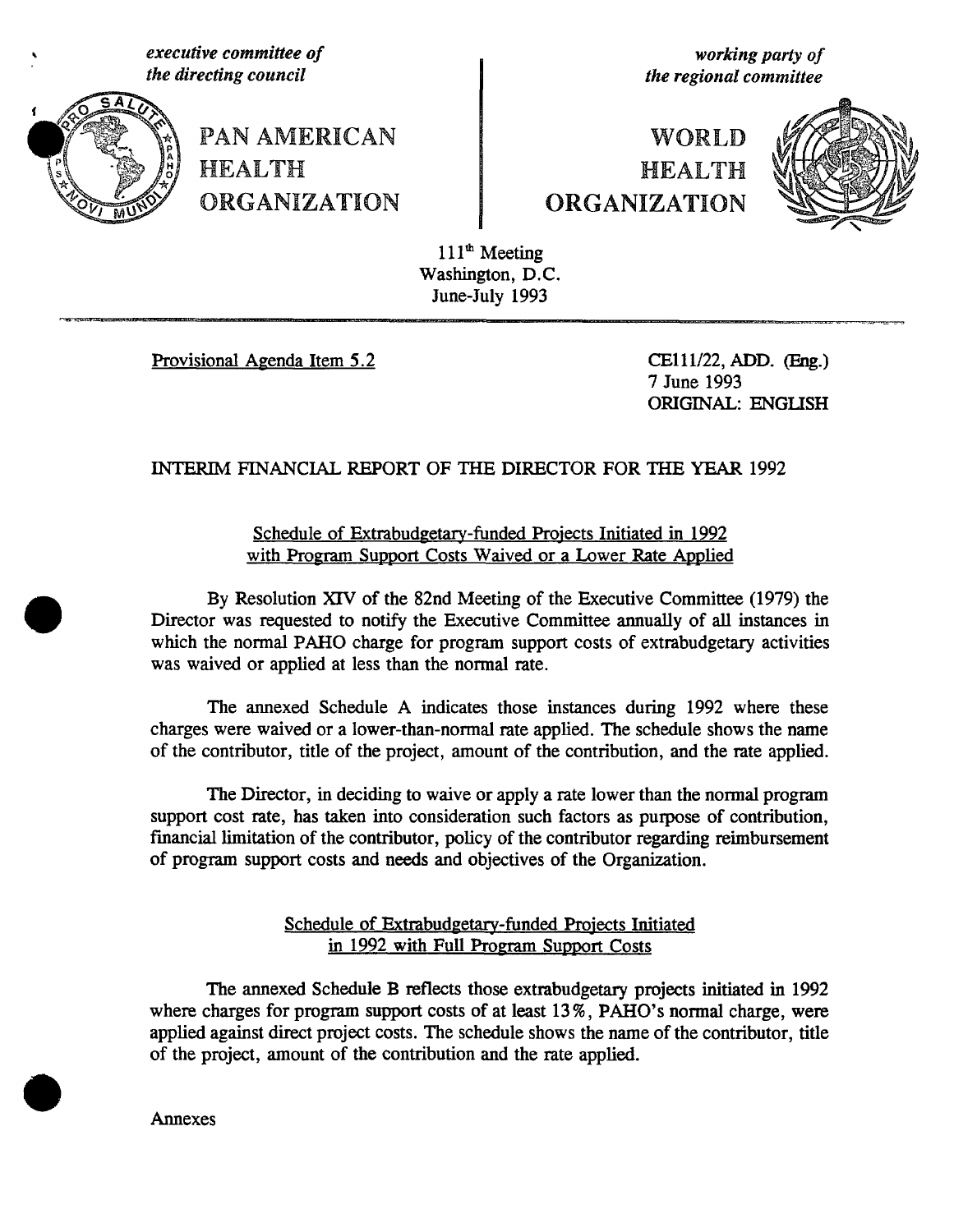*executive committee of the directing council*

*working party of the regional committee*

**PAN AMERICAN HEALTH ORGANIZATION**

**WORLD HEALTH ORGANIZATION**

111th Meeting
Washington, D.C.
June-July 1993

Provisional Agenda Item 5.2

CE111/22, ADD. (Eng.)
7 June 1993
ORIGINAL: ENGLISH

# INTERIM FINANCIAL REPORT OF THE DIRECTOR FOR THE YEAR 1992

## Schedule of Extrabudgetary-funded Projects Initiated in 1992 with Program Support Costs Waived or a Lower Rate Applied

By Resolution XIV of the 82nd Meeting of the Executive Committee (1979) the Director was requested to notify the Executive Committee annually of all instances in which the normal PAHO charge for program support costs of extrabudgetary activities was waived or applied at less than the normal rate.

The annexed Schedule A indicates those instances during 1992 where these charges were waived or a lower-than-normal rate applied. The schedule shows the name of the contributor, title of the project, amount of the contribution, and the rate applied.

The Director, in deciding to waive or apply a rate lower than the normal program support cost rate, has taken into consideration such factors as purpose of contribution, financial limitation of the contributor, policy of the contributor regarding reimbursement of program support costs and needs and objectives of the Organization.

## Schedule of Extrabudgetary-funded Projects Initiated in 1992 with Full Program Support Costs

The annexed Schedule B reflects those extrabudgetary projects initiated in 1992 where charges for program support costs of at least 13%, PAHO's normal charge, were applied against direct project costs. The schedule shows the name of the contributor, title of the project, amount of the contribution and the rate applied.

Annexes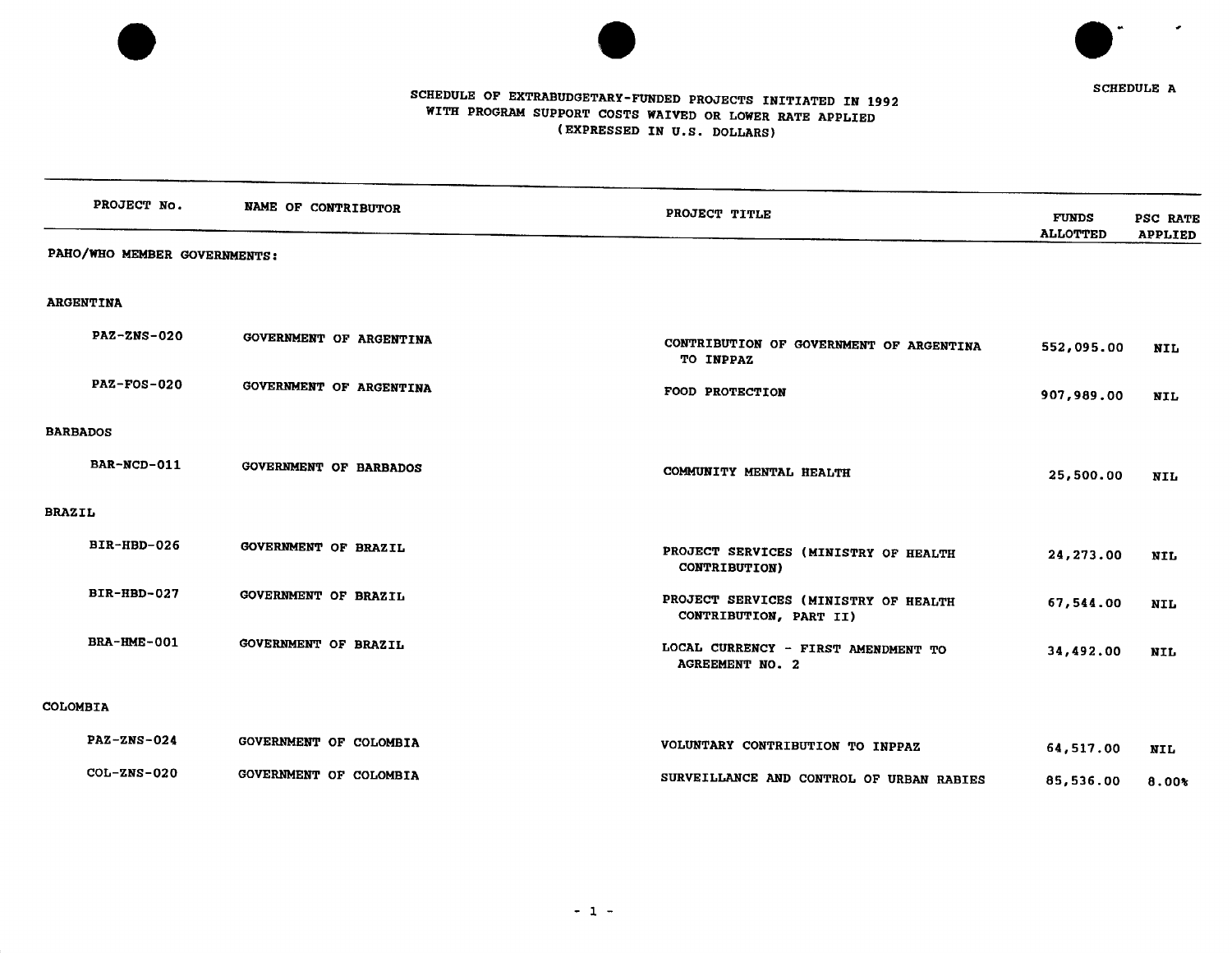SCHEDULE A

# SCHEDULE OF EXTRABUDGETARY-FUNDED PROJECTS INITIATED IN 1992 WITH PROGRAM SUPPORT COSTS WAIVED OR LOWER RATE APPLIED (EXPRESSED IN U.S. DOLLARS)

| PROJECT No. | NAME OF CONTRIBUTOR | PROJECT TITLE | FUNDS ALLOTTED | PSC RATE APPLIED |
|---|---|---|---|---|
| **PAHO/WHO MEMBER GOVERNMENTS:** | | | | |
| **ARGENTINA** | | | | |
| PAZ-ZNS-020 | GOVERNMENT OF ARGENTINA | CONTRIBUTION OF GOVERNMENT OF ARGENTINA TO INPPAZ | 552,095.00 | NIL |
| PAZ-FOS-020 | GOVERNMENT OF ARGENTINA | FOOD PROTECTION | 907,989.00 | NIL |
| **BARBADOS** | | | | |
| BAR-NCD-011 | GOVERNMENT OF BARBADOS | COMMUNITY MENTAL HEALTH | 25,500.00 | NIL |
| **BRAZIL** | | | | |
| BIR-HBD-026 | GOVERNMENT OF BRAZIL | PROJECT SERVICES (MINISTRY OF HEALTH CONTRIBUTION) | 24,273.00 | NIL |
| BIR-HBD-027 | GOVERNMENT OF BRAZIL | PROJECT SERVICES (MINISTRY OF HEALTH CONTRIBUTION, PART II) | 67,544.00 | NIL |
| BRA-HME-001 | GOVERNMENT OF BRAZIL | LOCAL CURRENCY - FIRST AMENDMENT TO AGREEMENT NO. 2 | 34,492.00 | NIL |
| **COLOMBIA** | | | | |
| PAZ-ZNS-024 | GOVERNMENT OF COLOMBIA | VOLUNTARY CONTRIBUTION TO INPPAZ | 64,517.00 | NIL |
| COL-ZNS-020 | GOVERNMENT OF COLOMBIA | SURVEILLANCE AND CONTROL OF URBAN RABIES | 85,536.00 | 8.00% |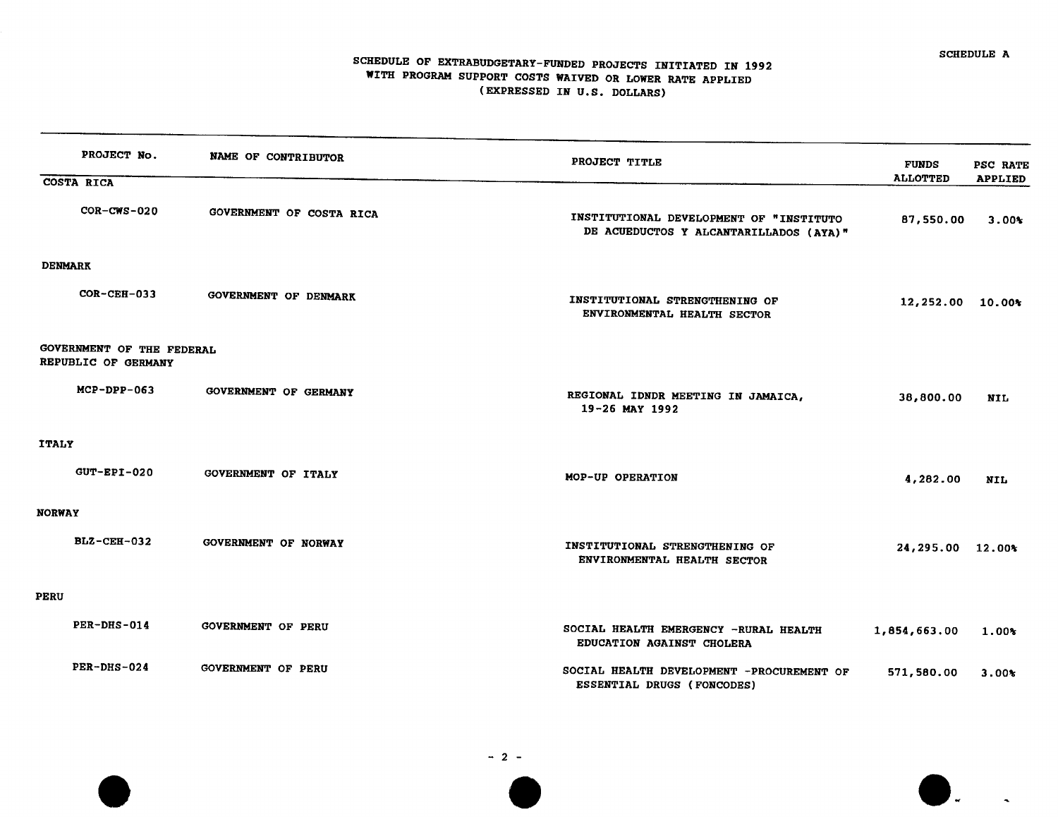SCHEDULE A

# SCHEDULE OF EXTRABUDGETARY-FUNDED PROJECTS INITIATED IN 1992 WITH PROGRAM SUPPORT COSTS WAIVED OR LOWER RATE APPLIED (EXPRESSED IN U.S. DOLLARS)

| PROJECT No. | NAME OF CONTRIBUTOR | PROJECT TITLE | FUNDS ALLOTTED | PSC RATE APPLIED |
|---|---|---|---|---|
| **COSTA RICA** | | | | |
| COR-CWS-020 | GOVERNMENT OF COSTA RICA | INSTITUTIONAL DEVELOPMENT OF "INSTITUTO DE ACUEDUCTOS Y ALCANTARILLADOS (AYA)" | 87,550.00 | 3.00% |
| **DENMARK** | | | | |
| COR-CEH-033 | GOVERNMENT OF DENMARK | INSTITUTIONAL STRENGTHENING OF ENVIRONMENTAL HEALTH SECTOR | 12,252.00 | 10.00% |
| **GOVERNMENT OF THE FEDERAL REPUBLIC OF GERMANY** | | | | |
| MCP-DPP-063 | GOVERNMENT OF GERMANY | REGIONAL IDNDR MEETING IN JAMAICA, 19-26 MAY 1992 | 38,800.00 | NIL |
| **ITALY** | | | | |
| GUT-EPI-020 | GOVERNMENT OF ITALY | MOP-UP OPERATION | 4,282.00 | NIL |
| **NORWAY** | | | | |
| BLZ-CEH-032 | GOVERNMENT OF NORWAY | INSTITUTIONAL STRENGTHENING OF ENVIRONMENTAL HEALTH SECTOR | 24,295.00 | 12.00% |
| **PERU** | | | | |
| PER-DHS-014 | GOVERNMENT OF PERU | SOCIAL HEALTH EMERGENCY -RURAL HEALTH EDUCATION AGAINST CHOLERA | 1,854,663.00 | 1.00% |
| PER-DHS-024 | GOVERNMENT OF PERU | SOCIAL HEALTH DEVELOPMENT -PROCUREMENT OF ESSENTIAL DRUGS (FONCODES) | 571,580.00 | 3.00% |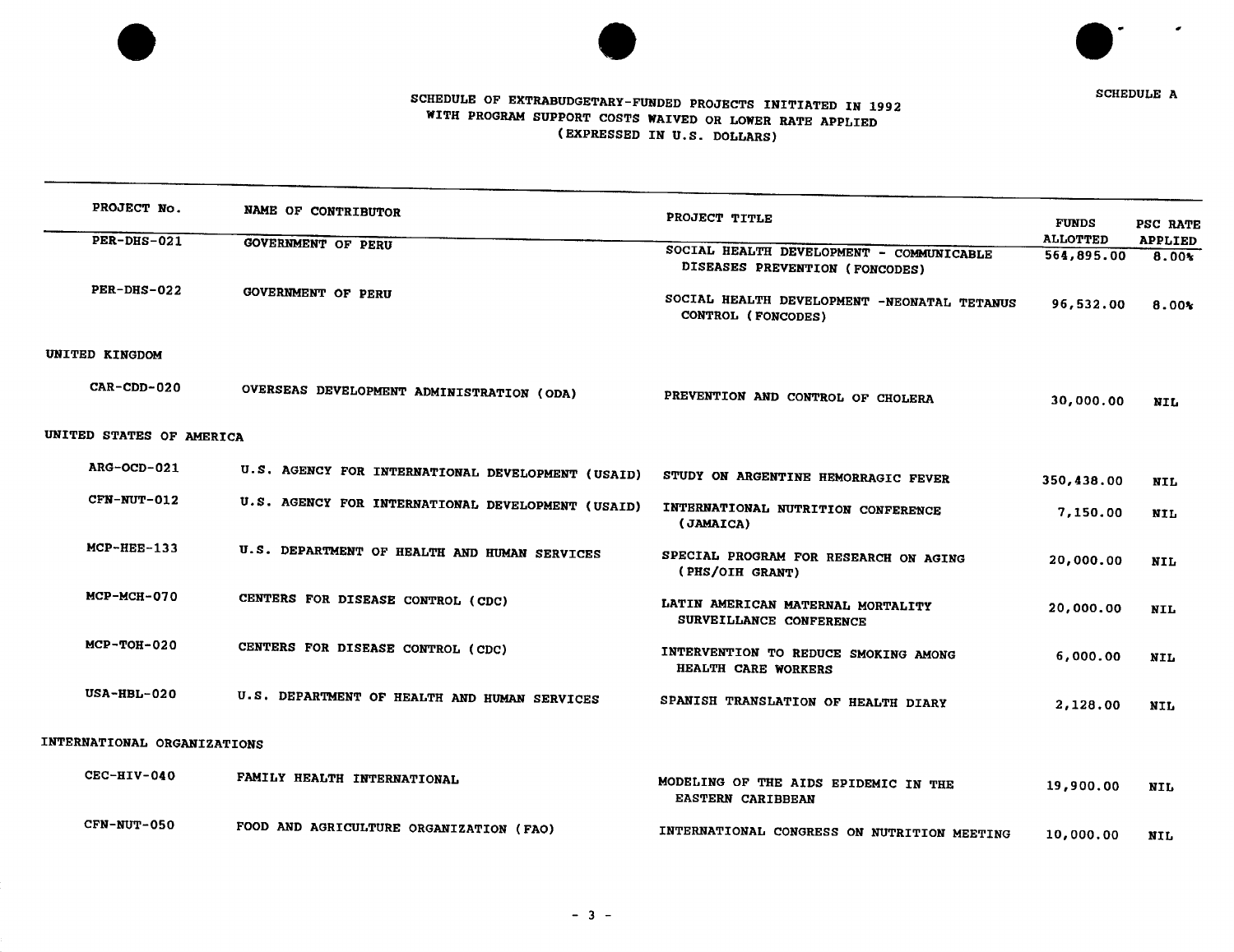SCHEDULE A

# SCHEDULE OF EXTRABUDGETARY-FUNDED PROJECTS INITIATED IN 1992 WITH PROGRAM SUPPORT COSTS WAIVED OR LOWER RATE APPLIED (EXPRESSED IN U.S. DOLLARS)

| PROJECT No. | NAME OF CONTRIBUTOR | PROJECT TITLE | FUNDS ALLOTTED | PSC RATE APPLIED |
|---|---|---|---|---|
| PER-DHS-021 | GOVERNMENT OF PERU | SOCIAL HEALTH DEVELOPMENT - COMMUNICABLE DISEASES PREVENTION (FONCODES) | 564,895.00 | 8.00% |
| PER-DHS-022 | GOVERNMENT OF PERU | SOCIAL HEALTH DEVELOPMENT -NEONATAL TETANUS CONTROL (FONCODES) | 96,532.00 | 8.00% |
| UNITED KINGDOM | | | | |
| CAR-CDD-020 | OVERSEAS DEVELOPMENT ADMINISTRATION (ODA) | PREVENTION AND CONTROL OF CHOLERA | 30,000.00 | NIL |
| UNITED STATES OF AMERICA | | | | |
| ARG-OCD-021 | U.S. AGENCY FOR INTERNATIONAL DEVELOPMENT (USAID) | STUDY ON ARGENTINE HEMORRAGIC FEVER | 350,438.00 | NIL |
| CFN-NUT-012 | U.S. AGENCY FOR INTERNATIONAL DEVELOPMENT (USAID) | INTERNATIONAL NUTRITION CONFERENCE (JAMAICA) | 7,150.00 | NIL |
| MCP-HEE-133 | U.S. DEPARTMENT OF HEALTH AND HUMAN SERVICES | SPECIAL PROGRAM FOR RESEARCH ON AGING (PHS/OIH GRANT) | 20,000.00 | NIL |
| MCP-MCH-070 | CENTERS FOR DISEASE CONTROL (CDC) | LATIN AMERICAN MATERNAL MORTALITY SURVEILLANCE CONFERENCE | 20,000.00 | NIL |
| MCP-TOH-020 | CENTERS FOR DISEASE CONTROL (CDC) | INTERVENTION TO REDUCE SMOKING AMONG HEALTH CARE WORKERS | 6,000.00 | NIL |
| USA-HBL-020 | U.S. DEPARTMENT OF HEALTH AND HUMAN SERVICES | SPANISH TRANSLATION OF HEALTH DIARY | 2,128.00 | NIL |
| INTERNATIONAL ORGANIZATIONS | | | | |
| CEC-HIV-040 | FAMILY HEALTH INTERNATIONAL | MODELING OF THE AIDS EPIDEMIC IN THE EASTERN CARIBBEAN | 19,900.00 | NIL |
| CFN-NUT-050 | FOOD AND AGRICULTURE ORGANIZATION (FAO) | INTERNATIONAL CONGRESS ON NUTRITION MEETING | 10,000.00 | NIL |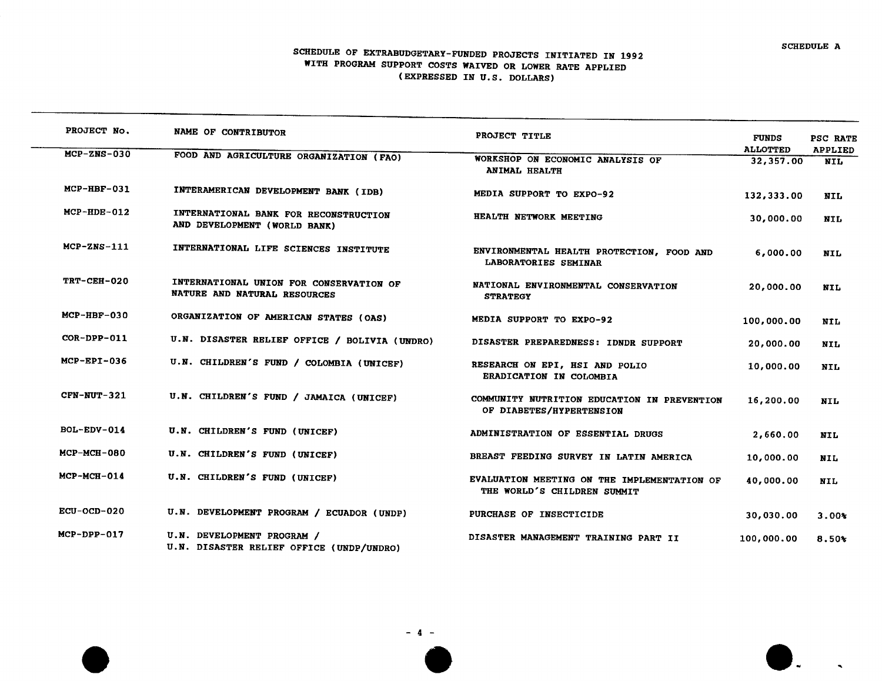SCHEDULE A

# SCHEDULE OF EXTRABUDGETARY-FUNDED PROJECTS INITIATED IN 1992 WITH PROGRAM SUPPORT COSTS WAIVED OR LOWER RATE APPLIED (EXPRESSED IN U.S. DOLLARS)

| PROJECT No. | NAME OF CONTRIBUTOR | PROJECT TITLE | FUNDS ALLOTTED | PSC RATE APPLIED |
|---|---|---|---|---|
| MCP-ZNS-030 | FOOD AND AGRICULTURE ORGANIZATION (FAO) | WORKSHOP ON ECONOMIC ANALYSIS OF ANIMAL HEALTH | 32,357.00 | NIL |
| MCP-HBF-031 | INTERAMERICAN DEVELOPMENT BANK (IDB) | MEDIA SUPPORT TO EXPO-92 | 132,333.00 | NIL |
| MCP-HDE-012 | INTERNATIONAL BANK FOR RECONSTRUCTION AND DEVELOPMENT (WORLD BANK) | HEALTH NETWORK MEETING | 30,000.00 | NIL |
| MCP-ZNS-111 | INTERNATIONAL LIFE SCIENCES INSTITUTE | ENVIRONMENTAL HEALTH PROTECTION, FOOD AND LABORATORIES SEMINAR | 6,000.00 | NIL |
| TRT-CEH-020 | INTERNATIONAL UNION FOR CONSERVATION OF NATURE AND NATURAL RESOURCES | NATIONAL ENVIRONMENTAL CONSERVATION STRATEGY | 20,000.00 | NIL |
| MCP-HBF-030 | ORGANIZATION OF AMERICAN STATES (OAS) | MEDIA SUPPORT TO EXPO-92 | 100,000.00 | NIL |
| COR-DPP-011 | U.N. DISASTER RELIEF OFFICE / BOLIVIA (UNDRO) | DISASTER PREPAREDNESS: IDNDR SUPPORT | 20,000.00 | NIL |
| MCP-EPI-036 | U.N. CHILDREN'S FUND / COLOMBIA (UNICEF) | RESEARCH ON EPI, HSI AND POLIO ERADICATION IN COLOMBIA | 10,000.00 | NIL |
| CFN-NUT-321 | U.N. CHILDREN'S FUND / JAMAICA (UNICEF) | COMMUNITY NUTRITION EDUCATION IN PREVENTION OF DIABETES/HYPERTENSION | 16,200.00 | NIL |
| BOL-EDV-014 | U.N. CHILDREN'S FUND (UNICEF) | ADMINISTRATION OF ESSENTIAL DRUGS | 2,660.00 | NIL |
| MCP-MCH-080 | U.N. CHILDREN'S FUND (UNICEF) | BREAST FEEDING SURVEY IN LATIN AMERICA | 10,000.00 | NIL |
| MCP-MCH-014 | U.N. CHILDREN'S FUND (UNICEF) | EVALUATION MEETING ON THE IMPLEMENTATION OF THE WORLD'S CHILDREN SUMMIT | 40,000.00 | NIL |
| ECU-OCD-020 | U.N. DEVELOPMENT PROGRAM / ECUADOR (UNDP) | PURCHASE OF INSECTICIDE | 30,030.00 | 3.00% |
| MCP-DPP-017 | U.N. DEVELOPMENT PROGRAM / U.N. DISASTER RELIEF OFFICE (UNDP/UNDRO) | DISASTER MANAGEMENT TRAINING PART II | 100,000.00 | 8.50% |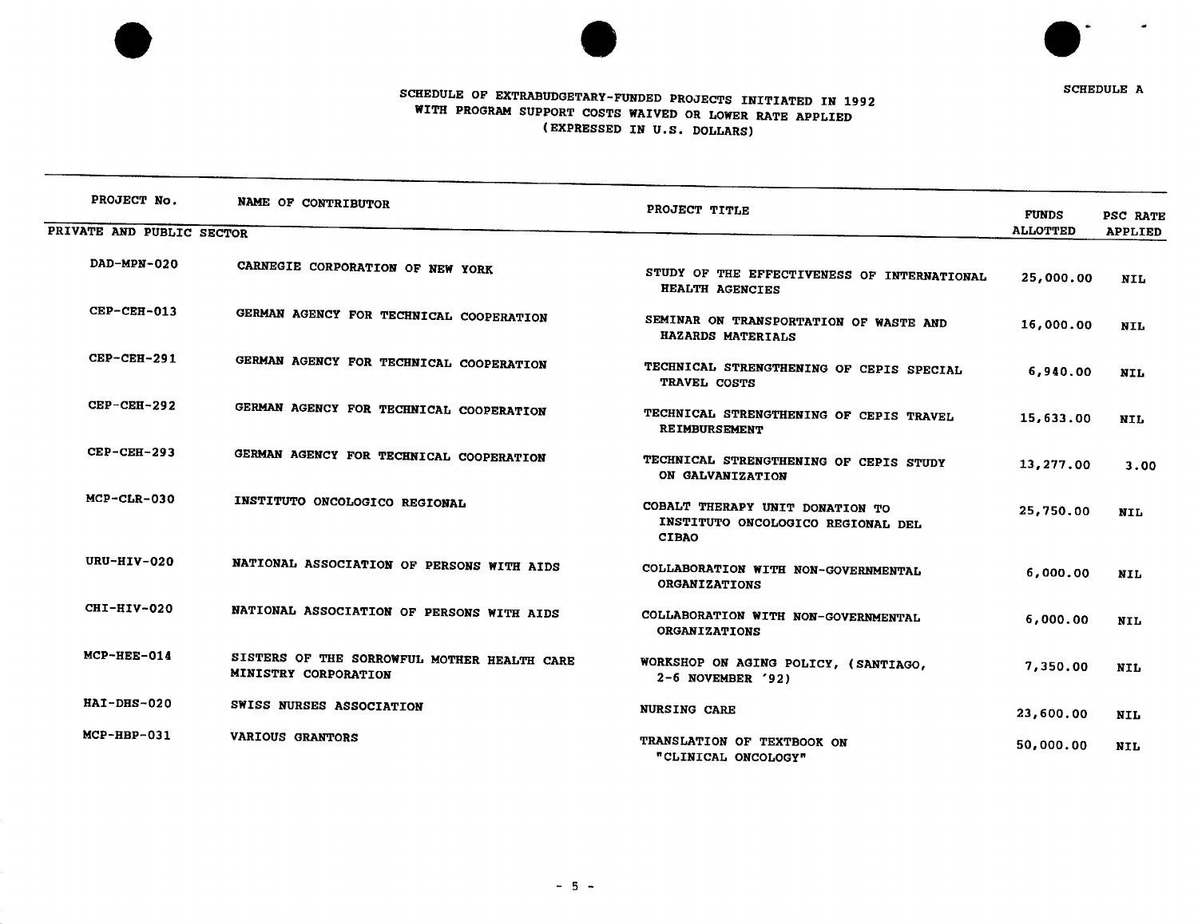SCHEDULE A

# SCHEDULE OF EXTRABUDGETARY-FUNDED PROJECTS INITIATED IN 1992 WITH PROGRAM SUPPORT COSTS WAIVED OR LOWER RATE APPLIED (EXPRESSED IN U.S. DOLLARS)

| PROJECT No. | NAME OF CONTRIBUTOR | PROJECT TITLE | FUNDS ALLOTTED | PSC RATE APPLIED |
|---|---|---|---|---|
| **PRIVATE AND PUBLIC SECTOR** | | | | |
| DAD-MPN-020 | CARNEGIE CORPORATION OF NEW YORK | STUDY OF THE EFFECTIVENESS OF INTERNATIONAL HEALTH AGENCIES | 25,000.00 | NIL |
| CEP-CEH-013 | GERMAN AGENCY FOR TECHNICAL COOPERATION | SEMINAR ON TRANSPORTATION OF WASTE AND HAZARDS MATERIALS | 16,000.00 | NIL |
| CEP-CEH-291 | GERMAN AGENCY FOR TECHNICAL COOPERATION | TECHNICAL STRENGTHENING OF CEPIS SPECIAL TRAVEL COSTS | 6,940.00 | NIL |
| CEP-CEH-292 | GERMAN AGENCY FOR TECHNICAL COOPERATION | TECHNICAL STRENGTHENING OF CEPIS TRAVEL REIMBURSEMENT | 15,633.00 | NIL |
| CEP-CEH-293 | GERMAN AGENCY FOR TECHNICAL COOPERATION | TECHNICAL STRENGTHENING OF CEPIS STUDY ON GALVANIZATION | 13,277.00 | 3.00 |
| MCP-CLR-030 | INSTITUTO ONCOLOGICO REGIONAL | COBALT THERAPY UNIT DONATION TO INSTITUTO ONCOLOGICO REGIONAL DEL CIBAO | 25,750.00 | NIL |
| URU-HIV-020 | NATIONAL ASSOCIATION OF PERSONS WITH AIDS | COLLABORATION WITH NON-GOVERNMENTAL ORGANIZATIONS | 6,000.00 | NIL |
| CHI-HIV-020 | NATIONAL ASSOCIATION OF PERSONS WITH AIDS | COLLABORATION WITH NON-GOVERNMENTAL ORGANIZATIONS | 6,000.00 | NIL |
| MCP-HEE-014 | SISTERS OF THE SORROWFUL MOTHER HEALTH CARE MINISTRY CORPORATION | WORKSHOP ON AGING POLICY, (SANTIAGO, 2-6 NOVEMBER '92) | 7,350.00 | NIL |
| HAI-DHS-020 | SWISS NURSES ASSOCIATION | NURSING CARE | 23,600.00 | NIL |
| MCP-HBP-031 | VARIOUS GRANTORS | TRANSLATION OF TEXTBOOK ON "CLINICAL ONCOLOGY" | 50,000.00 | NIL |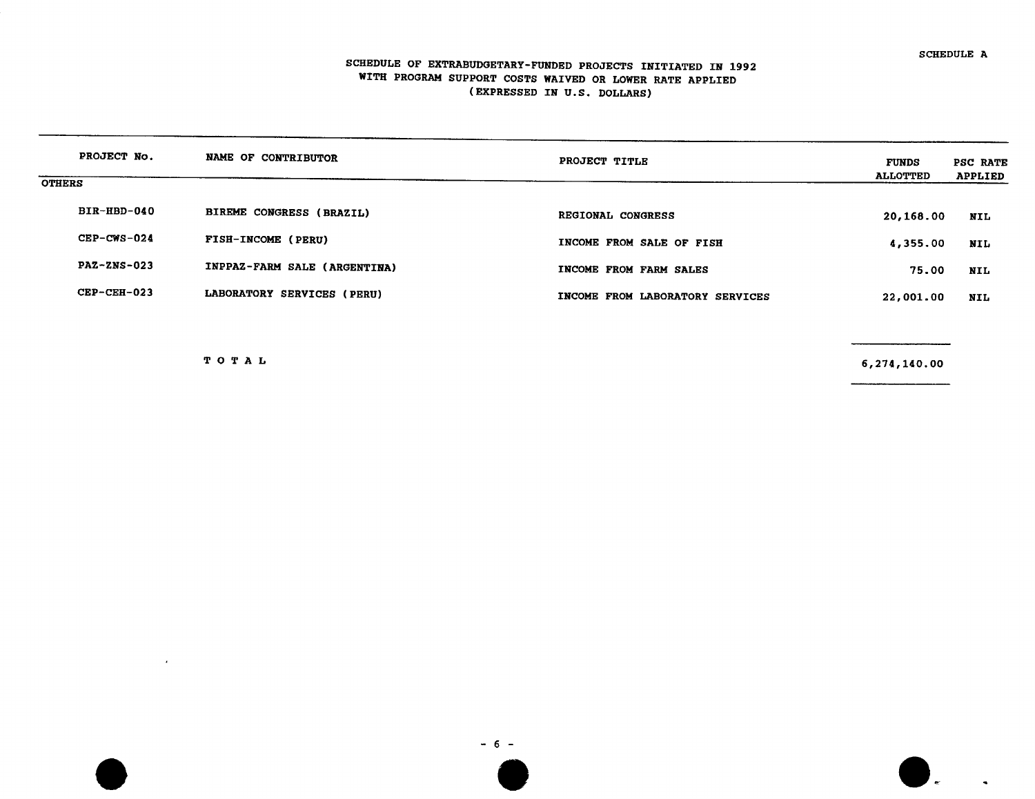SCHEDULE A

# SCHEDULE OF EXTRABUDGETARY-FUNDED PROJECTS INITIATED IN 1992 WITH PROGRAM SUPPORT COSTS WAIVED OR LOWER RATE APPLIED (EXPRESSED IN U.S. DOLLARS)

| PROJECT No. | NAME OF CONTRIBUTOR | PROJECT TITLE | FUNDS ALLOTTED | PSC RATE APPLIED |
|---|---|---|---|---|
| OTHERS | | | | |
| BIR-HBD-040 | BIREME CONGRESS (BRAZIL) | REGIONAL CONGRESS | 20,168.00 | NIL |
| CEP-CWS-024 | FISH-INCOME (PERU) | INCOME FROM SALE OF FISH | 4,355.00 | NIL |
| PAZ-ZNS-023 | INPPAZ-FARM SALE (ARGENTINA) | INCOME FROM FARM SALES | 75.00 | NIL |
| CEP-CEH-023 | LABORATORY SERVICES (PERU) | INCOME FROM LABORATORY SERVICES | 22,001.00 | NIL |
| | T O T A L | | 6,274,140.00 | |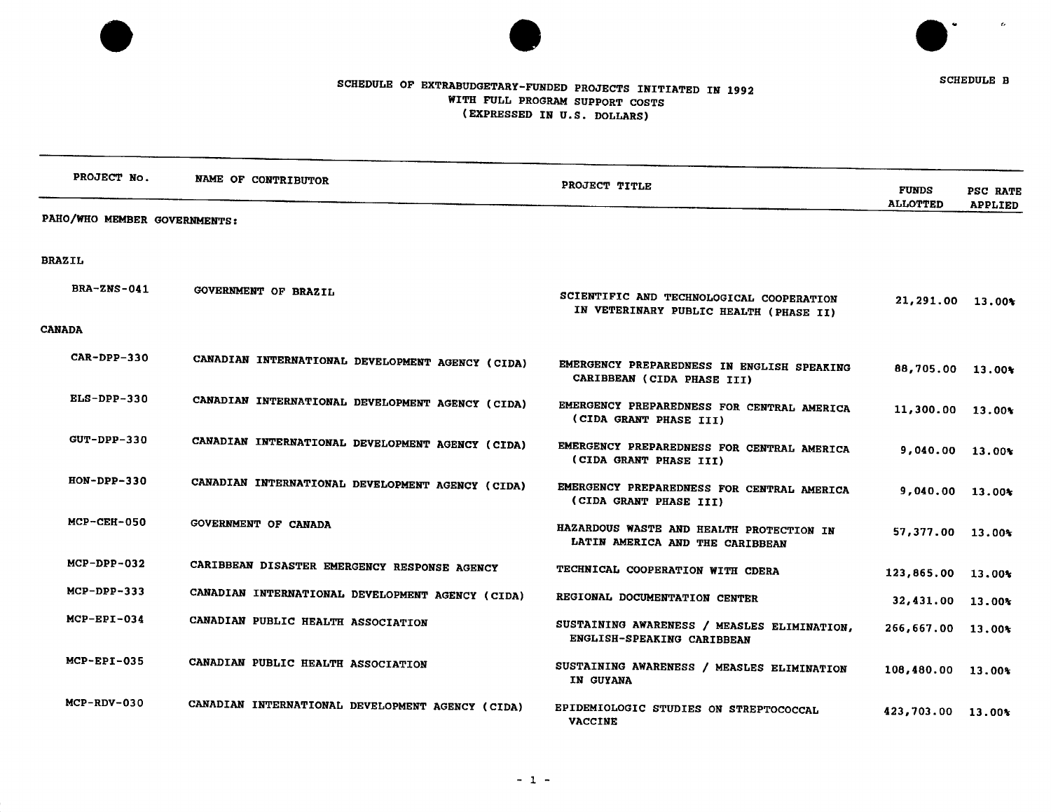SCHEDULE B

# SCHEDULE OF EXTRABUDGETARY-FUNDED PROJECTS INITIATED IN 1992 WITH FULL PROGRAM SUPPORT COSTS (EXPRESSED IN U.S. DOLLARS)

| PROJECT No. | NAME OF CONTRIBUTOR | PROJECT TITLE | FUNDS ALLOTTED | PSC RATE APPLIED |
|---|---|---|---|---|
| PAHO/WHO MEMBER GOVERNMENTS: | | | | |
| BRAZIL | | | | |
| BRA-ZNS-041 | GOVERNMENT OF BRAZIL | SCIENTIFIC AND TECHNOLOGICAL COOPERATION IN VETERINARY PUBLIC HEALTH (PHASE II) | 21,291.00 | 13.00% |
| CANADA | | | | |
| CAR-DPP-330 | CANADIAN INTERNATIONAL DEVELOPMENT AGENCY (CIDA) | EMERGENCY PREPAREDNESS IN ENGLISH SPEAKING CARIBBEAN (CIDA PHASE III) | 88,705.00 | 13.00% |
| ELS-DPP-330 | CANADIAN INTERNATIONAL DEVELOPMENT AGENCY (CIDA) | EMERGENCY PREPAREDNESS FOR CENTRAL AMERICA (CIDA GRANT PHASE III) | 11,300.00 | 13.00% |
| GUT-DPP-330 | CANADIAN INTERNATIONAL DEVELOPMENT AGENCY (CIDA) | EMERGENCY PREPAREDNESS FOR CENTRAL AMERICA (CIDA GRANT PHASE III) | 9,040.00 | 13.00% |
| HON-DPP-330 | CANADIAN INTERNATIONAL DEVELOPMENT AGENCY (CIDA) | EMERGENCY PREPAREDNESS FOR CENTRAL AMERICA (CIDA GRANT PHASE III) | 9,040.00 | 13.00% |
| MCP-CEH-050 | GOVERNMENT OF CANADA | HAZARDOUS WASTE AND HEALTH PROTECTION IN LATIN AMERICA AND THE CARIBBEAN | 57,377.00 | 13.00% |
| MCP-DPP-032 | CARIBBEAN DISASTER EMERGENCY RESPONSE AGENCY | TECHNICAL COOPERATION WITH CDERA | 123,865.00 | 13.00% |
| MCP-DPP-333 | CANADIAN INTERNATIONAL DEVELOPMENT AGENCY (CIDA) | REGIONAL DOCUMENTATION CENTER | 32,431.00 | 13.00% |
| MCP-EPI-034 | CANADIAN PUBLIC HEALTH ASSOCIATION | SUSTAINING AWARENESS / MEASLES ELIMINATION, ENGLISH-SPEAKING CARIBBEAN | 266,667.00 | 13.00% |
| MCP-EPI-035 | CANADIAN PUBLIC HEALTH ASSOCIATION | SUSTAINING AWARENESS / MEASLES ELIMINATION IN GUYANA | 108,480.00 | 13.00% |
| MCP-RDV-030 | CANADIAN INTERNATIONAL DEVELOPMENT AGENCY (CIDA) | EPIDEMIOLOGIC STUDIES ON STREPTOCOCCAL VACCINE | 423,703.00 | 13.00% |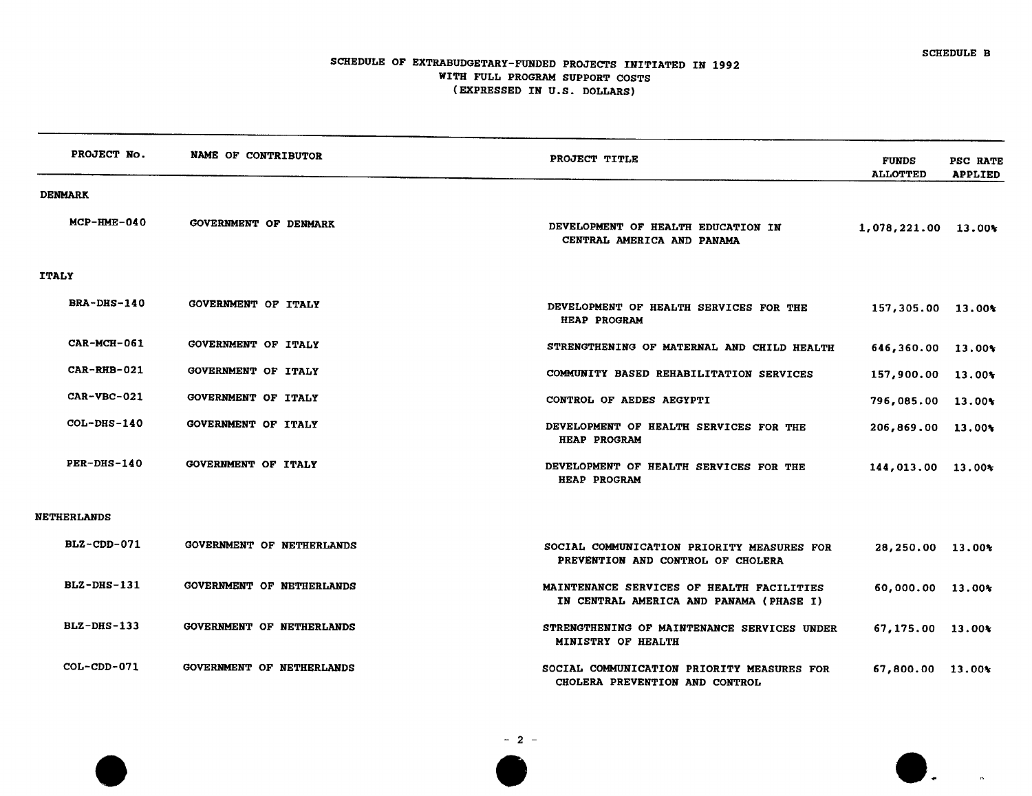SCHEDULE B

# SCHEDULE OF EXTRABUDGETARY-FUNDED PROJECTS INITIATED IN 1992 WITH FULL PROGRAM SUPPORT COSTS (EXPRESSED IN U.S. DOLLARS)

| PROJECT No. | NAME OF CONTRIBUTOR | PROJECT TITLE | FUNDS ALLOTTED | PSC RATE APPLIED |
|---|---|---|---|---|
| **DENMARK** | | | | |
| MCP-HME-040 | GOVERNMENT OF DENMARK | DEVELOPMENT OF HEALTH EDUCATION IN CENTRAL AMERICA AND PANAMA | 1,078,221.00 | 13.00% |
| **ITALY** | | | | |
| BRA-DHS-140 | GOVERNMENT OF ITALY | DEVELOPMENT OF HEALTH SERVICES FOR THE HEAP PROGRAM | 157,305.00 | 13.00% |
| CAR-MCH-061 | GOVERNMENT OF ITALY | STRENGTHENING OF MATERNAL AND CHILD HEALTH | 646,360.00 | 13.00% |
| CAR-RHB-021 | GOVERNMENT OF ITALY | COMMUNITY BASED REHABILITATION SERVICES | 157,900.00 | 13.00% |
| CAR-VBC-021 | GOVERNMENT OF ITALY | CONTROL OF AEDES AEGYPTI | 796,085.00 | 13.00% |
| COL-DHS-140 | GOVERNMENT OF ITALY | DEVELOPMENT OF HEALTH SERVICES FOR THE HEAP PROGRAM | 206,869.00 | 13.00% |
| PER-DHS-140 | GOVERNMENT OF ITALY | DEVELOPMENT OF HEALTH SERVICES FOR THE HEAP PROGRAM | 144,013.00 | 13.00% |
| **NETHERLANDS** | | | | |
| BLZ-CDD-071 | GOVERNMENT OF NETHERLANDS | SOCIAL COMMUNICATION PRIORITY MEASURES FOR PREVENTION AND CONTROL OF CHOLERA | 28,250.00 | 13.00% |
| BLZ-DHS-131 | GOVERNMENT OF NETHERLANDS | MAINTENANCE SERVICES OF HEALTH FACILITIES IN CENTRAL AMERICA AND PANAMA (PHASE I) | 60,000.00 | 13.00% |
| BLZ-DHS-133 | GOVERNMENT OF NETHERLANDS | STRENGTHENING OF MAINTENANCE SERVICES UNDER MINISTRY OF HEALTH | 67,175.00 | 13.00% |
| COL-CDD-071 | GOVERNMENT OF NETHERLANDS | SOCIAL COMMUNICATION PRIORITY MEASURES FOR CHOLERA PREVENTION AND CONTROL | 67,800.00 | 13.00% |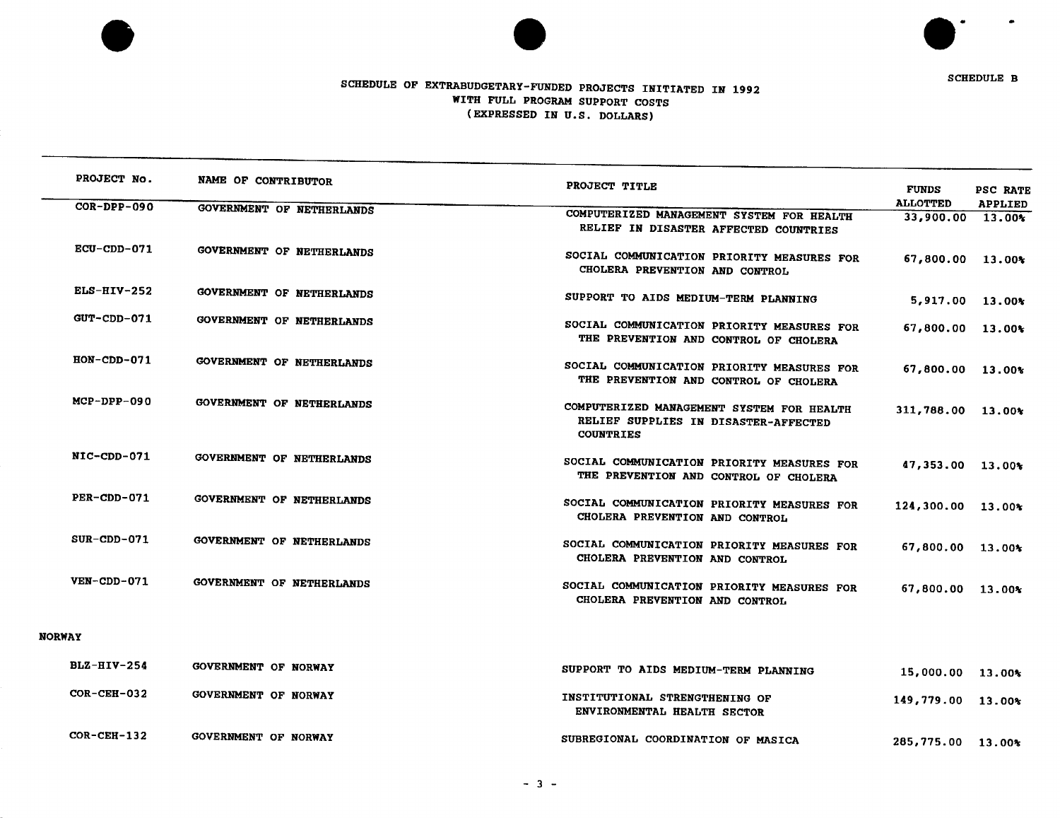SCHEDULE B

# SCHEDULE OF EXTRABUDGETARY-FUNDED PROJECTS INITIATED IN 1992 WITH FULL PROGRAM SUPPORT COSTS (EXPRESSED IN U.S. DOLLARS)

| PROJECT No. | NAME OF CONTRIBUTOR | PROJECT TITLE | FUNDS ALLOTTED | PSC RATE APPLIED |
|---|---|---|---|---|
| COR-DPP-090 | GOVERNMENT OF NETHERLANDS | COMPUTERIZED MANAGEMENT SYSTEM FOR HEALTH RELIEF IN DISASTER AFFECTED COUNTRIES | 33,900.00 | 13.00% |
| ECU-CDD-071 | GOVERNMENT OF NETHERLANDS | SOCIAL COMMUNICATION PRIORITY MEASURES FOR CHOLERA PREVENTION AND CONTROL | 67,800.00 | 13.00% |
| ELS-HIV-252 | GOVERNMENT OF NETHERLANDS | SUPPORT TO AIDS MEDIUM-TERM PLANNING | 5,917.00 | 13.00% |
| GUT-CDD-071 | GOVERNMENT OF NETHERLANDS | SOCIAL COMMUNICATION PRIORITY MEASURES FOR THE PREVENTION AND CONTROL OF CHOLERA | 67,800.00 | 13.00% |
| HON-CDD-071 | GOVERNMENT OF NETHERLANDS | SOCIAL COMMUNICATION PRIORITY MEASURES FOR THE PREVENTION AND CONTROL OF CHOLERA | 67,800.00 | 13.00% |
| MCP-DPP-090 | GOVERNMENT OF NETHERLANDS | COMPUTERIZED MANAGEMENT SYSTEM FOR HEALTH RELIEF SUPPLIES IN DISASTER-AFFECTED COUNTRIES | 311,788.00 | 13.00% |
| NIC-CDD-071 | GOVERNMENT OF NETHERLANDS | SOCIAL COMMUNICATION PRIORITY MEASURES FOR THE PREVENTION AND CONTROL OF CHOLERA | 47,353.00 | 13.00% |
| PER-CDD-071 | GOVERNMENT OF NETHERLANDS | SOCIAL COMMUNICATION PRIORITY MEASURES FOR CHOLERA PREVENTION AND CONTROL | 124,300.00 | 13.00% |
| SUR-CDD-071 | GOVERNMENT OF NETHERLANDS | SOCIAL COMMUNICATION PRIORITY MEASURES FOR CHOLERA PREVENTION AND CONTROL | 67,800.00 | 13.00% |
| VEN-CDD-071 | GOVERNMENT OF NETHERLANDS | SOCIAL COMMUNICATION PRIORITY MEASURES FOR CHOLERA PREVENTION AND CONTROL | 67,800.00 | 13.00% |
| **NORWAY** | | | | |
| BLZ-HIV-254 | GOVERNMENT OF NORWAY | SUPPORT TO AIDS MEDIUM-TERM PLANNING | 15,000.00 | 13.00% |
| COR-CEH-032 | GOVERNMENT OF NORWAY | INSTITUTIONAL STRENGTHENING OF ENVIRONMENTAL HEALTH SECTOR | 149,779.00 | 13.00% |
| COR-CEH-132 | GOVERNMENT OF NORWAY | SUBREGIONAL COORDINATION OF MASICA | 285,775.00 | 13.00% |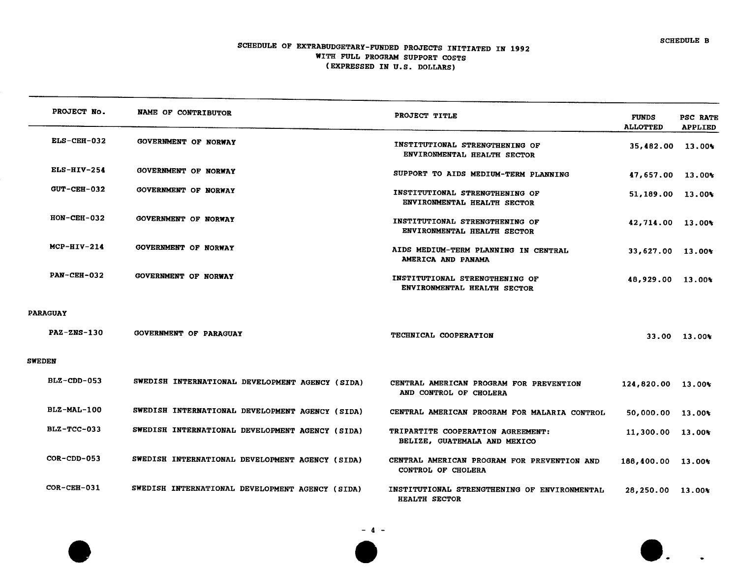SCHEDULE B

# SCHEDULE OF EXTRABUDGETARY-FUNDED PROJECTS INITIATED IN 1992 WITH FULL PROGRAM SUPPORT COSTS (EXPRESSED IN U.S. DOLLARS)

| PROJECT No. | NAME OF CONTRIBUTOR | PROJECT TITLE | FUNDS ALLOTTED | PSC RATE APPLIED |
|---|---|---|---|---|
| ELS-CEH-032 | GOVERNMENT OF NORWAY | INSTITUTIONAL STRENGTHENING OF ENVIRONMENTAL HEALTH SECTOR | 35,482.00 | 13.00% |
| ELS-HIV-254 | GOVERNMENT OF NORWAY | SUPPORT TO AIDS MEDIUM-TERM PLANNING | 47,657.00 | 13.00% |
| GUT-CEH-032 | GOVERNMENT OF NORWAY | INSTITUTIONAL STRENGTHENING OF ENVIRONMENTAL HEALTH SECTOR | 51,189.00 | 13.00% |
| HON-CEH-032 | GOVERNMENT OF NORWAY | INSTITUTIONAL STRENGTHENING OF ENVIRONMENTAL HEALTH SECTOR | 42,714.00 | 13.00% |
| MCP-HIV-214 | GOVERNMENT OF NORWAY | AIDS MEDIUM-TERM PLANNING IN CENTRAL AMERICA AND PANAMA | 33,627.00 | 13.00% |
| PAN-CEH-032 | GOVERNMENT OF NORWAY | INSTITUTIONAL STRENGTHENING OF ENVIRONMENTAL HEALTH SECTOR | 48,929.00 | 13.00% |
| **PARAGUAY** | | | | |
| PAZ-ZNS-130 | GOVERNMENT OF PARAGUAY | TECHNICAL COOPERATION | 33.00 | 13.00% |
| **SWEDEN** | | | | |
| BLZ-CDD-053 | SWEDISH INTERNATIONAL DEVELOPMENT AGENCY (SIDA) | CENTRAL AMERICAN PROGRAM FOR PREVENTION AND CONTROL OF CHOLERA | 124,820.00 | 13.00% |
| BLZ-MAL-100 | SWEDISH INTERNATIONAL DEVELOPMENT AGENCY (SIDA) | CENTRAL AMERICAN PROGRAM FOR MALARIA CONTROL | 50,000.00 | 13.00% |
| BLZ-TCC-033 | SWEDISH INTERNATIONAL DEVELOPMENT AGENCY (SIDA) | TRIPARTITE COOPERATION AGREEMENT: BELIZE, GUATEMALA AND MEXICO | 11,300.00 | 13.00% |
| COR-CDD-053 | SWEDISH INTERNATIONAL DEVELOPMENT AGENCY (SIDA) | CENTRAL AMERICAN PROGRAM FOR PREVENTION AND CONTROL OF CHOLERA | 188,400.00 | 13.00% |
| COR-CEH-031 | SWEDISH INTERNATIONAL DEVELOPMENT AGENCY (SIDA) | INSTITUTIONAL STRENGTHENING OF ENVIRONMENTAL HEALTH SECTOR | 28,250.00 | 13.00% |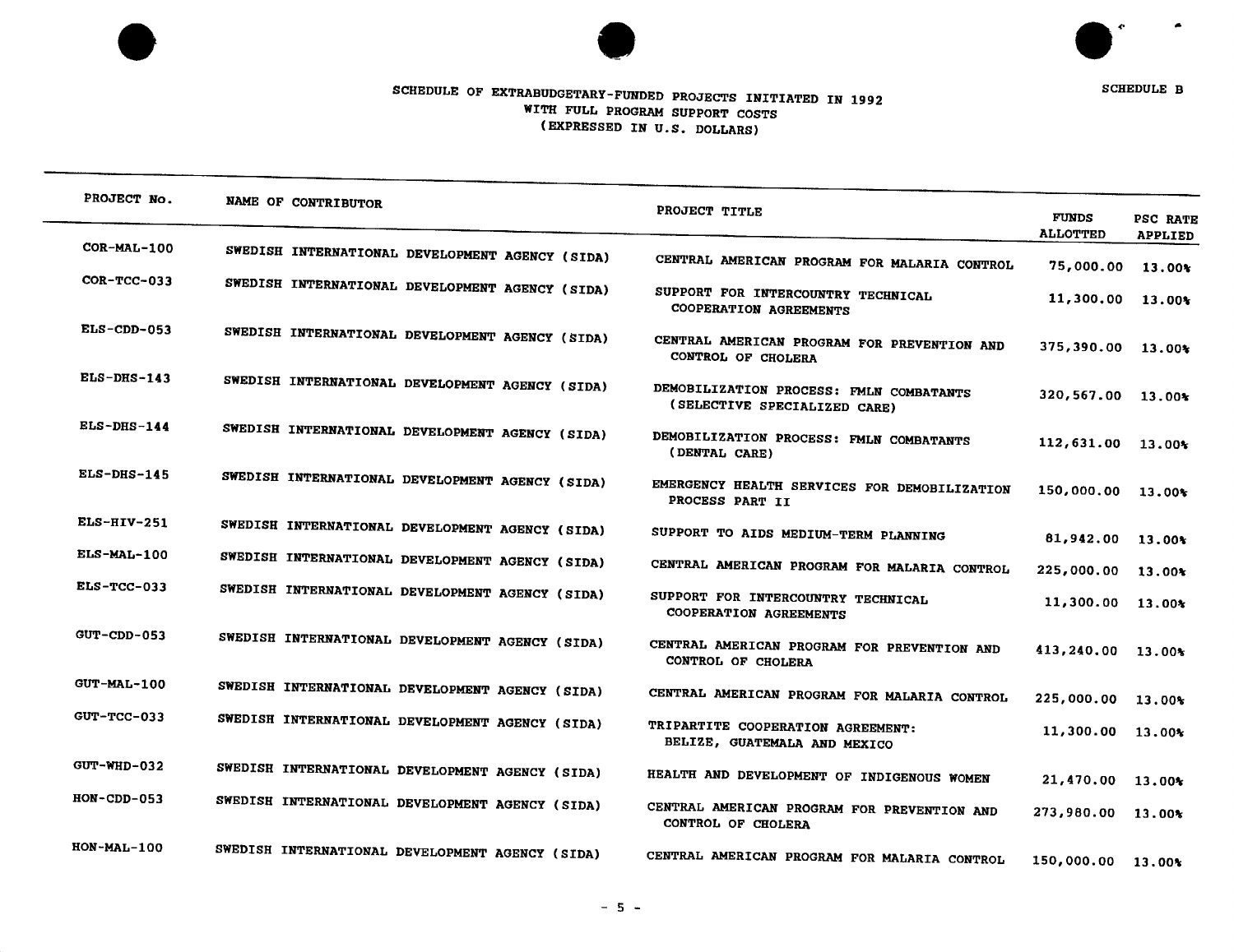SCHEDULE B

# SCHEDULE OF EXTRABUDGETARY-FUNDED PROJECTS INITIATED IN 1992 WITH FULL PROGRAM SUPPORT COSTS (EXPRESSED IN U.S. DOLLARS)

| PROJECT No. | NAME OF CONTRIBUTOR | PROJECT TITLE | FUNDS ALLOTTED | PSC RATE APPLIED |
|---|---|---|---|---|
| COR-MAL-100 | SWEDISH INTERNATIONAL DEVELOPMENT AGENCY (SIDA) | CENTRAL AMERICAN PROGRAM FOR MALARIA CONTROL | 75,000.00 | 13.00% |
| COR-TCC-033 | SWEDISH INTERNATIONAL DEVELOPMENT AGENCY (SIDA) | SUPPORT FOR INTERCOUNTRY TECHNICAL COOPERATION AGREEMENTS | 11,300.00 | 13.00% |
| ELS-CDD-053 | SWEDISH INTERNATIONAL DEVELOPMENT AGENCY (SIDA) | CENTRAL AMERICAN PROGRAM FOR PREVENTION AND CONTROL OF CHOLERA | 375,390.00 | 13.00% |
| ELS-DHS-143 | SWEDISH INTERNATIONAL DEVELOPMENT AGENCY (SIDA) | DEMOBILIZATION PROCESS: FMLN COMBATANTS (SELECTIVE SPECIALIZED CARE) | 320,567.00 | 13.00% |
| ELS-DHS-144 | SWEDISH INTERNATIONAL DEVELOPMENT AGENCY (SIDA) | DEMOBILIZATION PROCESS: FMLN COMBATANTS (DENTAL CARE) | 112,631.00 | 13.00% |
| ELS-DHS-145 | SWEDISH INTERNATIONAL DEVELOPMENT AGENCY (SIDA) | EMERGENCY HEALTH SERVICES FOR DEMOBILIZATION PROCESS PART II | 150,000.00 | 13.00% |
| ELS-HIV-251 | SWEDISH INTERNATIONAL DEVELOPMENT AGENCY (SIDA) | SUPPORT TO AIDS MEDIUM-TERM PLANNING | 81,942.00 | 13.00% |
| ELS-MAL-100 | SWEDISH INTERNATIONAL DEVELOPMENT AGENCY (SIDA) | CENTRAL AMERICAN PROGRAM FOR MALARIA CONTROL | 225,000.00 | 13.00% |
| ELS-TCC-033 | SWEDISH INTERNATIONAL DEVELOPMENT AGENCY (SIDA) | SUPPORT FOR INTERCOUNTRY TECHNICAL COOPERATION AGREEMENTS | 11,300.00 | 13.00% |
| GUT-CDD-053 | SWEDISH INTERNATIONAL DEVELOPMENT AGENCY (SIDA) | CENTRAL AMERICAN PROGRAM FOR PREVENTION AND CONTROL OF CHOLERA | 413,240.00 | 13.00% |
| GUT-MAL-100 | SWEDISH INTERNATIONAL DEVELOPMENT AGENCY (SIDA) | CENTRAL AMERICAN PROGRAM FOR MALARIA CONTROL | 225,000.00 | 13.00% |
| GUT-TCC-033 | SWEDISH INTERNATIONAL DEVELOPMENT AGENCY (SIDA) | TRIPARTITE COOPERATION AGREEMENT: BELIZE, GUATEMALA AND MEXICO | 11,300.00 | 13.00% |
| GUT-WHD-032 | SWEDISH INTERNATIONAL DEVELOPMENT AGENCY (SIDA) | HEALTH AND DEVELOPMENT OF INDIGENOUS WOMEN | 21,470.00 | 13.00% |
| HON-CDD-053 | SWEDISH INTERNATIONAL DEVELOPMENT AGENCY (SIDA) | CENTRAL AMERICAN PROGRAM FOR PREVENTION AND CONTROL OF CHOLERA | 273,980.00 | 13.00% |
| HON-MAL-100 | SWEDISH INTERNATIONAL DEVELOPMENT AGENCY (SIDA) | CENTRAL AMERICAN PROGRAM FOR MALARIA CONTROL | 150,000.00 | 13.00% |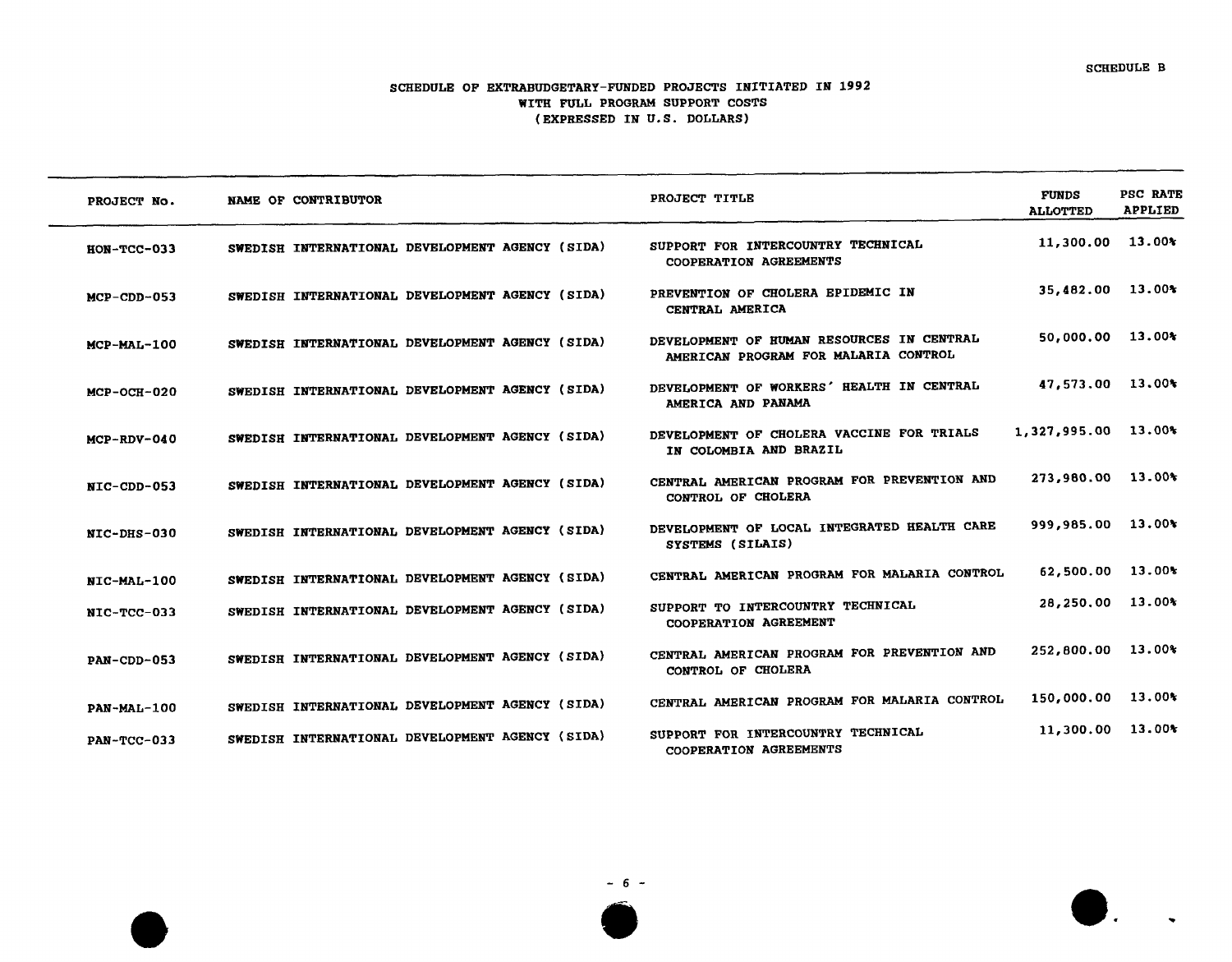SCHEDULE B

# SCHEDULE OF EXTRABUDGETARY-FUNDED PROJECTS INITIATED IN 1992 WITH FULL PROGRAM SUPPORT COSTS (EXPRESSED IN U.S. DOLLARS)

| PROJECT No. | NAME OF CONTRIBUTOR | PROJECT TITLE | FUNDS ALLOTTED | PSC RATE APPLIED |
|---|---|---|---|---|
| HON-TCC-033 | SWEDISH INTERNATIONAL DEVELOPMENT AGENCY (SIDA) | SUPPORT FOR INTERCOUNTRY TECHNICAL COOPERATION AGREEMENTS | 11,300.00 | 13.00% |
| MCP-CDD-053 | SWEDISH INTERNATIONAL DEVELOPMENT AGENCY (SIDA) | PREVENTION OF CHOLERA EPIDEMIC IN CENTRAL AMERICA | 35,482.00 | 13.00% |
| MCP-MAL-100 | SWEDISH INTERNATIONAL DEVELOPMENT AGENCY (SIDA) | DEVELOPMENT OF HUMAN RESOURCES IN CENTRAL AMERICAN PROGRAM FOR MALARIA CONTROL | 50,000.00 | 13.00% |
| MCP-OCH-020 | SWEDISH INTERNATIONAL DEVELOPMENT AGENCY (SIDA) | DEVELOPMENT OF WORKERS' HEALTH IN CENTRAL AMERICA AND PANAMA | 47,573.00 | 13.00% |
| MCP-RDV-040 | SWEDISH INTERNATIONAL DEVELOPMENT AGENCY (SIDA) | DEVELOPMENT OF CHOLERA VACCINE FOR TRIALS IN COLOMBIA AND BRAZIL | 1,327,995.00 | 13.00% |
| NIC-CDD-053 | SWEDISH INTERNATIONAL DEVELOPMENT AGENCY (SIDA) | CENTRAL AMERICAN PROGRAM FOR PREVENTION AND CONTROL OF CHOLERA | 273,980.00 | 13.00% |
| NIC-DHS-030 | SWEDISH INTERNATIONAL DEVELOPMENT AGENCY (SIDA) | DEVELOPMENT OF LOCAL INTEGRATED HEALTH CARE SYSTEMS (SILAIS) | 999,985.00 | 13.00% |
| NIC-MAL-100 | SWEDISH INTERNATIONAL DEVELOPMENT AGENCY (SIDA) | CENTRAL AMERICAN PROGRAM FOR MALARIA CONTROL | 62,500.00 | 13.00% |
| NIC-TCC-033 | SWEDISH INTERNATIONAL DEVELOPMENT AGENCY (SIDA) | SUPPORT TO INTERCOUNTRY TECHNICAL COOPERATION AGREEMENT | 28,250.00 | 13.00% |
| PAN-CDD-053 | SWEDISH INTERNATIONAL DEVELOPMENT AGENCY (SIDA) | CENTRAL AMERICAN PROGRAM FOR PREVENTION AND CONTROL OF CHOLERA | 252,800.00 | 13.00% |
| PAN-MAL-100 | SWEDISH INTERNATIONAL DEVELOPMENT AGENCY (SIDA) | CENTRAL AMERICAN PROGRAM FOR MALARIA CONTROL | 150,000.00 | 13.00% |
| PAN-TCC-033 | SWEDISH INTERNATIONAL DEVELOPMENT AGENCY (SIDA) | SUPPORT FOR INTERCOUNTRY TECHNICAL COOPERATION AGREEMENTS | 11,300.00 | 13.00% |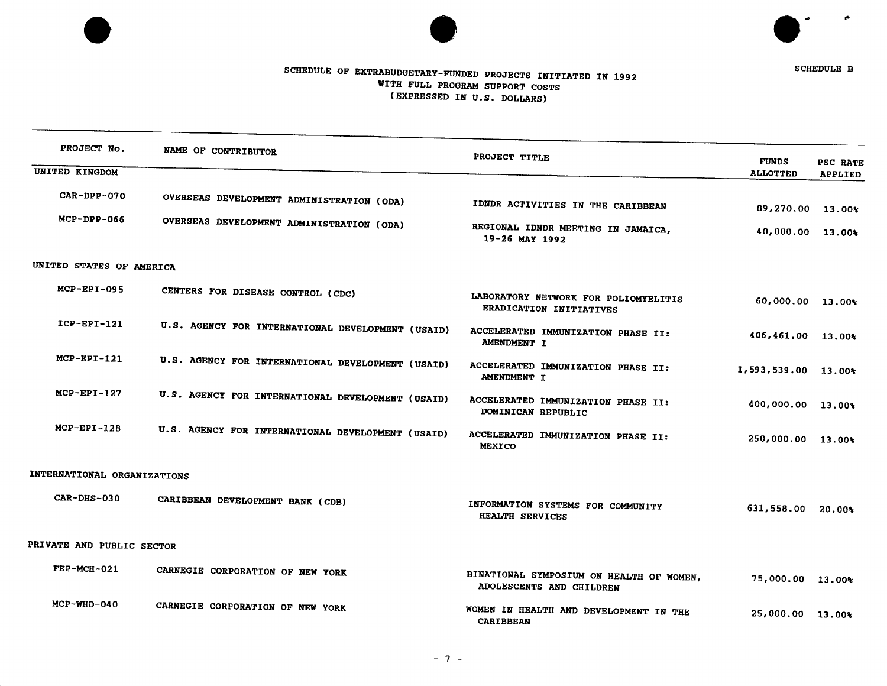SCHEDULE B

# SCHEDULE OF EXTRABUDGETARY-FUNDED PROJECTS INITIATED IN 1992 WITH FULL PROGRAM SUPPORT COSTS (EXPRESSED IN U.S. DOLLARS)

| PROJECT No. | NAME OF CONTRIBUTOR | PROJECT TITLE | FUNDS ALLOTTED | PSC RATE APPLIED |
|---|---|---|---|---|
| **UNITED KINGDOM** | | | | |
| CAR-DPP-070 | OVERSEAS DEVELOPMENT ADMINISTRATION (ODA) | IDNDR ACTIVITIES IN THE CARIBBEAN | 89,270.00 | 13.00% |
| MCP-DPP-066 | OVERSEAS DEVELOPMENT ADMINISTRATION (ODA) | REGIONAL IDNDR MEETING IN JAMAICA, 19-26 MAY 1992 | 40,000.00 | 13.00% |
| **UNITED STATES OF AMERICA** | | | | |
| MCP-EPI-095 | CENTERS FOR DISEASE CONTROL (CDC) | LABORATORY NETWORK FOR POLIOMYELITIS ERADICATION INITIATIVES | 60,000.00 | 13.00% |
| ICP-EPI-121 | U.S. AGENCY FOR INTERNATIONAL DEVELOPMENT (USAID) | ACCELERATED IMMUNIZATION PHASE II: AMENDMENT I | 406,461.00 | 13.00% |
| MCP-EPI-121 | U.S. AGENCY FOR INTERNATIONAL DEVELOPMENT (USAID) | ACCELERATED IMMUNIZATION PHASE II: AMENDMENT I | 1,593,539.00 | 13.00% |
| MCP-EPI-127 | U.S. AGENCY FOR INTERNATIONAL DEVELOPMENT (USAID) | ACCELERATED IMMUNIZATION PHASE II: DOMINICAN REPUBLIC | 400,000.00 | 13.00% |
| MCP-EPI-128 | U.S. AGENCY FOR INTERNATIONAL DEVELOPMENT (USAID) | ACCELERATED IMMUNIZATION PHASE II: MEXICO | 250,000.00 | 13.00% |
| **INTERNATIONAL ORGANIZATIONS** | | | | |
| CAR-DHS-030 | CARIBBEAN DEVELOPMENT BANK (CDB) | INFORMATION SYSTEMS FOR COMMUNITY HEALTH SERVICES | 631,558.00 | 20.00% |
| **PRIVATE AND PUBLIC SECTOR** | | | | |
| FEP-MCH-021 | CARNEGIE CORPORATION OF NEW YORK | BINATIONAL SYMPOSIUM ON HEALTH OF WOMEN, ADOLESCENTS AND CHILDREN | 75,000.00 | 13.00% |
| MCP-WHD-040 | CARNEGIE CORPORATION OF NEW YORK | WOMEN IN HEALTH AND DEVELOPMENT IN THE CARIBBEAN | 25,000.00 | 13.00% |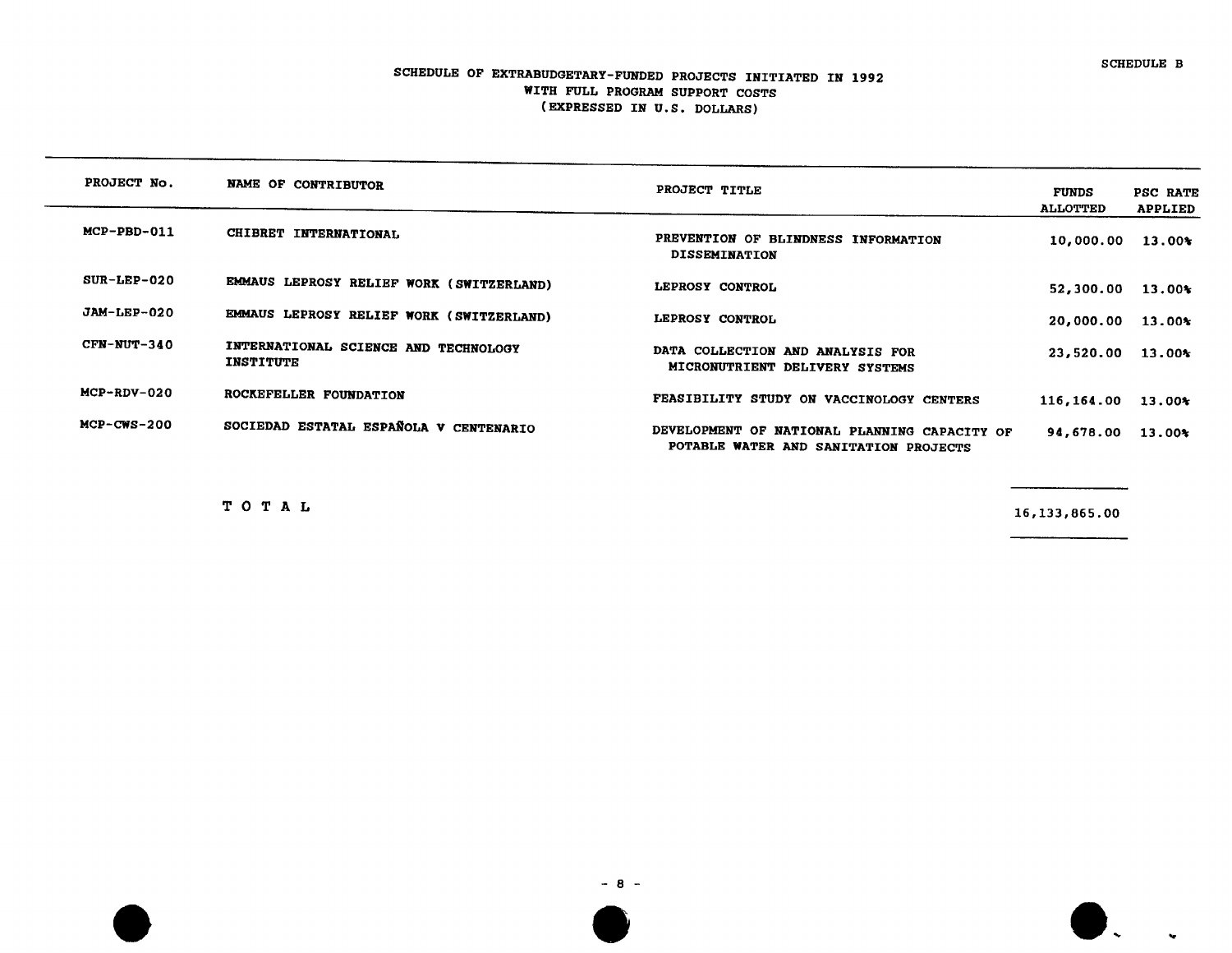SCHEDULE B

# SCHEDULE OF EXTRABUDGETARY-FUNDED PROJECTS INITIATED IN 1992 WITH FULL PROGRAM SUPPORT COSTS (EXPRESSED IN U.S. DOLLARS)

| PROJECT No. | NAME OF CONTRIBUTOR | PROJECT TITLE | FUNDS ALLOTTED | PSC RATE APPLIED |
|---|---|---|---|---|
| MCP-PBD-011 | CHIBRET INTERNATIONAL | PREVENTION OF BLINDNESS INFORMATION DISSEMINATION | 10,000.00 | 13.00% |
| SUR-LEP-020 | EMMAUS LEPROSY RELIEF WORK (SWITZERLAND) | LEPROSY CONTROL | 52,300.00 | 13.00% |
| JAM-LEP-020 | EMMAUS LEPROSY RELIEF WORK (SWITZERLAND) | LEPROSY CONTROL | 20,000.00 | 13.00% |
| CFN-NUT-340 | INTERNATIONAL SCIENCE AND TECHNOLOGY INSTITUTE | DATA COLLECTION AND ANALYSIS FOR MICRONUTRIENT DELIVERY SYSTEMS | 23,520.00 | 13.00% |
| MCP-RDV-020 | ROCKEFELLER FOUNDATION | FEASIBILITY STUDY ON VACCINOLOGY CENTERS | 116,164.00 | 13.00% |
| MCP-CWS-200 | SOCIEDAD ESTATAL ESPAÑOLA V CENTENARIO | DEVELOPMENT OF NATIONAL PLANNING CAPACITY OF POTABLE WATER AND SANITATION PROJECTS | 94,678.00 | 13.00% |
| | TOTAL | | 16,133,865.00 | |